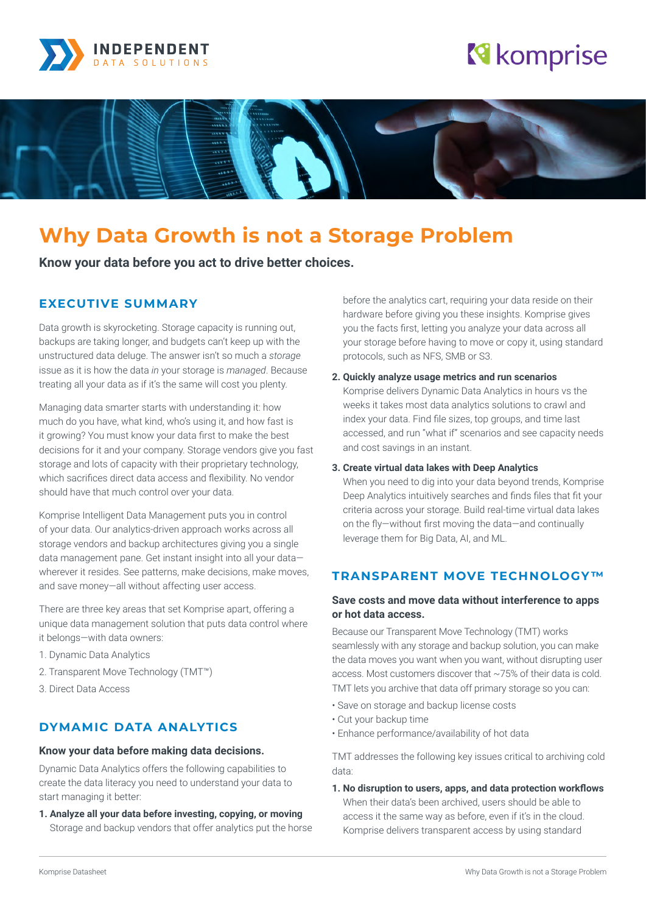# Why Data Growth is not a Storage Problem

**Know your data before you act to drive better choices.**

## EXECUTIVE SUMMARY

Data growth is skyrocketing. Storage capacity is running out, backups are taking longer, and budgets can't keep up with the unstructured data deluge. The answer isn't so much a *storage* issue as it is how the data *in* your storage is *managed*. Because treating all your data as if it's the same will cost you plenty.

Managing data smarter starts with understanding it: how much do you have, what kind, who's using it, and how fast is it growing? You must know your data first to make the best decisions for it and your company. Storage vendors give you fast storage and lots of capacity with their proprietary technology, which sacrifices direct data access and flexibility. No vendor should have that much control over your data.

Komprise Intelligent Data Management puts you in control of your data. Our analytics-driven approach works across all storage vendors and backup architectures giving you a single data management pane. Get instant insight into all your data—wherever it resides. See patterns, make decisions, make moves, and save money—all without affecting user access.

There are three key areas that set Komprise apart, offering a unique data management solution that puts data control where it belongs—with data owners:

1. Dynamic Data Analytics
2. Transparent Move Technology (TMT™)
3. Direct Data Access

## DYMAMIC DATA ANALYTICS

### Know your data before making data decisions.

Dynamic Data Analytics offers the following capabilities to create the data literacy you need to understand your data to start managing it better:

1. **Analyze all your data before investing, copying, or moving**
   Storage and backup vendors that offer analytics put the horse before the analytics cart, requiring your data reside on their hardware before giving you these insights. Komprise gives you the facts first, letting you analyze your data across all your storage before having to move or copy it, using standard protocols, such as NFS, SMB or S3.
2. **Quickly analyze usage metrics and run scenarios**
   Komprise delivers Dynamic Data Analytics in hours vs the weeks it takes most data analytics solutions to crawl and index your data. Find file sizes, top groups, and time last accessed, and run "what if" scenarios and see capacity needs and cost savings in an instant.
3. **Create virtual data lakes with Deep Analytics**
   When you need to dig into your data beyond trends, Komprise Deep Analytics intuitively searches and finds files that fit your criteria across your storage. Build real-time virtual data lakes on the fly—without first moving the data—and continually leverage them for Big Data, AI, and ML.

## TRANSPARENT MOVE TECHNOLOGY™

### Save costs and move data without interference to apps or hot data access.

Because our Transparent Move Technology (TMT) works seamlessly with any storage and backup solution, you can make the data moves you want when you want, without disrupting user access. Most customers discover that ~75% of their data is cold. TMT lets you archive that data off primary storage so you can:

- Save on storage and backup license costs
- Cut your backup time
- Enhance performance/availability of hot data

TMT addresses the following key issues critical to archiving cold data:

1. **No disruption to users, apps, and data protection workflows**
   When their data's been archived, users should be able to access it the same way as before, even if it's in the cloud. Komprise delivers transparent access by using standard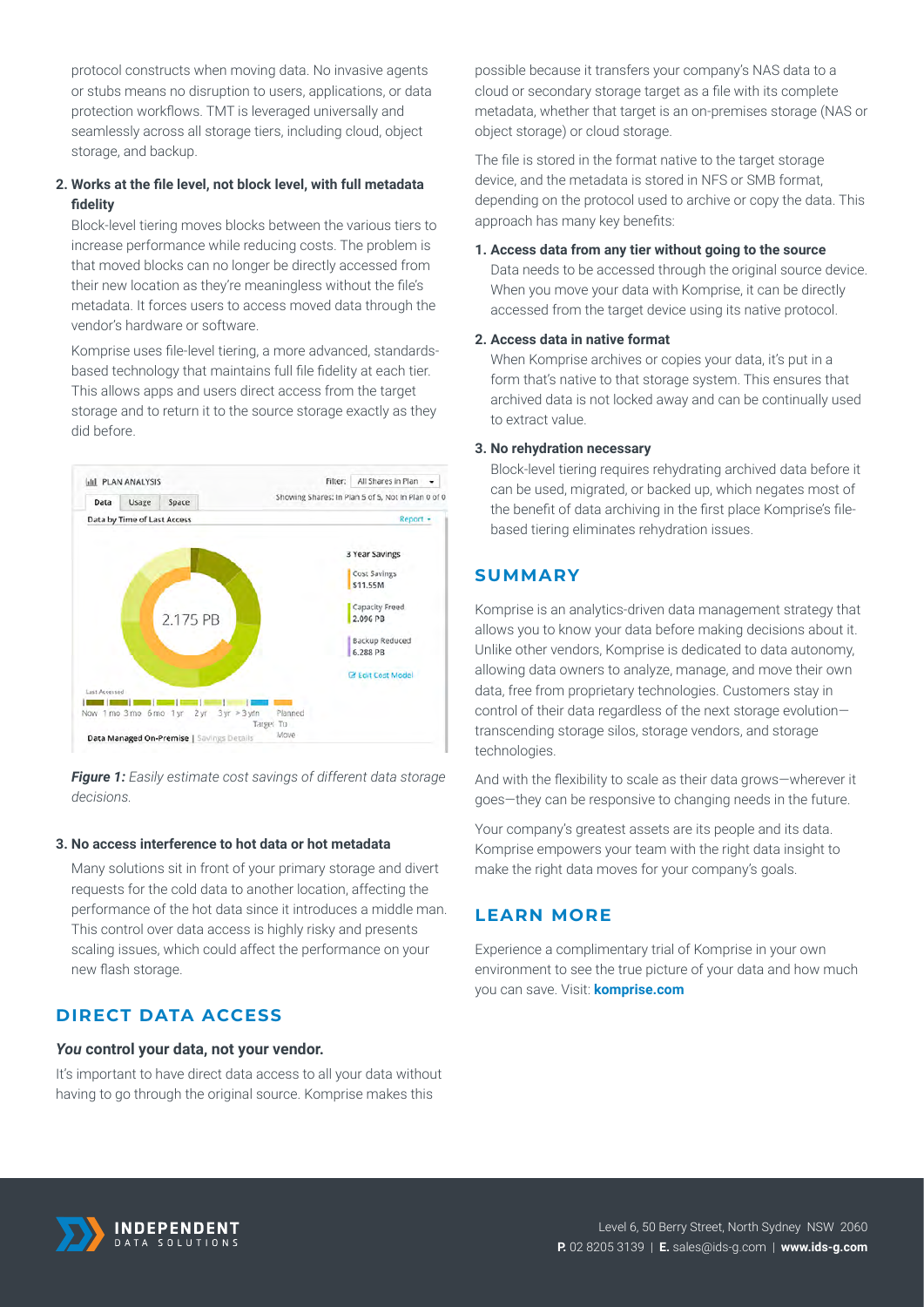protocol constructs when moving data. No invasive agents or stubs means no disruption to users, applications, or data protection workflows. TMT is leveraged universally and seamlessly across all storage tiers, including cloud, object storage, and backup.

**2. Works at the file level, not block level, with full metadata fidelity**

Block-level tiering moves blocks between the various tiers to increase performance while reducing costs. The problem is that moved blocks can no longer be directly accessed from their new location as they're meaningless without the file's metadata. It forces users to access moved data through the vendor's hardware or software.

Komprise uses file-level tiering, a more advanced, standards-based technology that maintains full file fidelity at each tier. This allows apps and users direct access from the target storage and to return it to the source storage exactly as they did before.

PLAN ANALYSIS

Data | Usage | Space

Filter: All Shares in Plan

Showing Shares: In Plan 5 of 5, Not in Plan 0 of 0

Data by Time of Last Access

Report

2.175 PB

3 Year Savings

Cost Savings $11.55M

Capacity Freed 2.096 PB

Backup Reduced 6.288 PB

Edit Cost Model

Last Accessed

Now 1 mo 3 mo 6 mo 1 yr 2 yr 3 yr > 3 yrs Target Planned To Move

Data Managed On-Premise | Savings Details

*Figure 1: Easily estimate cost savings of different data storage decisions.*

**3. No access interference to hot data or hot metadata**

Many solutions sit in front of your primary storage and divert requests for the cold data to another location, affecting the performance of the hot data since it introduces a middle man. This control over data access is highly risky and presents scaling issues, which could affect the performance on your new flash storage.

## DIRECT DATA ACCESS

### *You* control your data, not your vendor.

It's important to have direct data access to all your data without having to go through the original source. Komprise makes this possible because it transfers your company's NAS data to a cloud or secondary storage target as a file with its complete metadata, whether that target is an on-premises storage (NAS or object storage) or cloud storage.

The file is stored in the format native to the target storage device, and the metadata is stored in NFS or SMB format, depending on the protocol used to archive or copy the data. This approach has many key benefits:

**1. Access data from any tier without going to the source**

Data needs to be accessed through the original source device. When you move your data with Komprise, it can be directly accessed from the target device using its native protocol.

**2. Access data in native format**

When Komprise archives or copies your data, it's put in a form that's native to that storage system. This ensures that archived data is not locked away and can be continually used to extract value.

**3. No rehydration necessary**

Block-level tiering requires rehydrating archived data before it can be used, migrated, or backed up, which negates most of the benefit of data archiving in the first place Komprise's file-based tiering eliminates rehydration issues.

## SUMMARY

Komprise is an analytics-driven data management strategy that allows you to know your data before making decisions about it. Unlike other vendors, Komprise is dedicated to data autonomy, allowing data owners to analyze, manage, and move their own data, free from proprietary technologies. Customers stay in control of their data regardless of the next storage evolution—transcending storage silos, storage vendors, and storage technologies.

And with the flexibility to scale as their data grows—wherever it goes—they can be responsive to changing needs in the future.

Your company's greatest assets are its people and its data. Komprise empowers your team with the right data insight to make the right data moves for your company's goals.

## LEARN MORE

Experience a complimentary trial of Komprise in your own environment to see the true picture of your data and how much you can save. Visit: **komprise.com**

INDEPENDENT DATA SOLUTIONS

Level 6, 50 Berry Street, North Sydney NSW 2060
**P.** 02 8205 3139 | **E.** sales@ids-g.com | **www.ids-g.com**